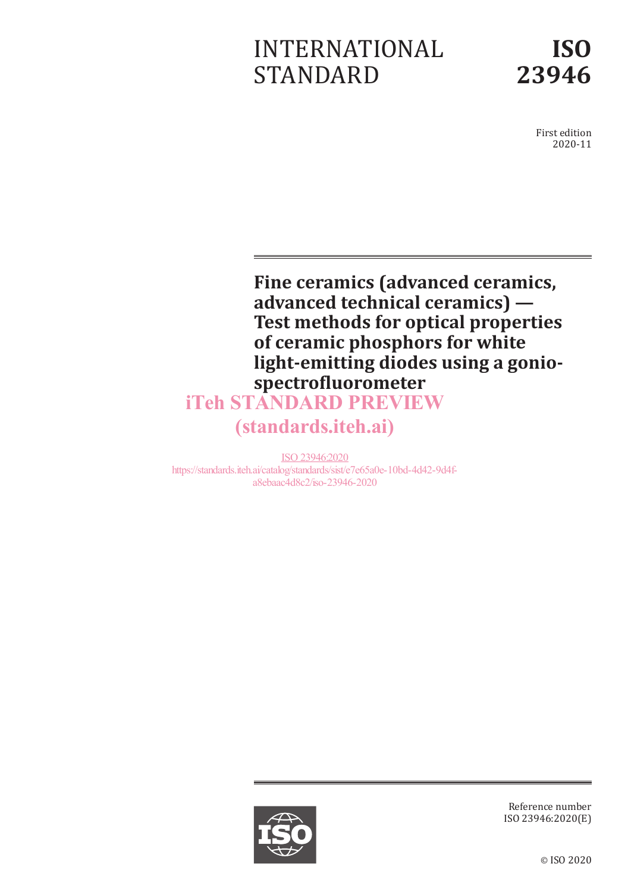# INTERNATIONAL STANDARD

# ISO 23946

First edition
2020-11

## Fine ceramics (advanced ceramics, advanced technical ceramics) — Test methods for optical properties of ceramic phosphors for white light-emitting diodes using a gonio-spectrofluorometer

iTeh STANDARD PREVIEW
(standards.iteh.ai)

ISO 23946:2020
https://standards.iteh.ai/catalog/standards/sist/e7e65a0e-10bd-4d42-9d4f-a8ebaac4d8c2/iso-23946-2020

Reference number
ISO 23946:2020(E)

© ISO 2020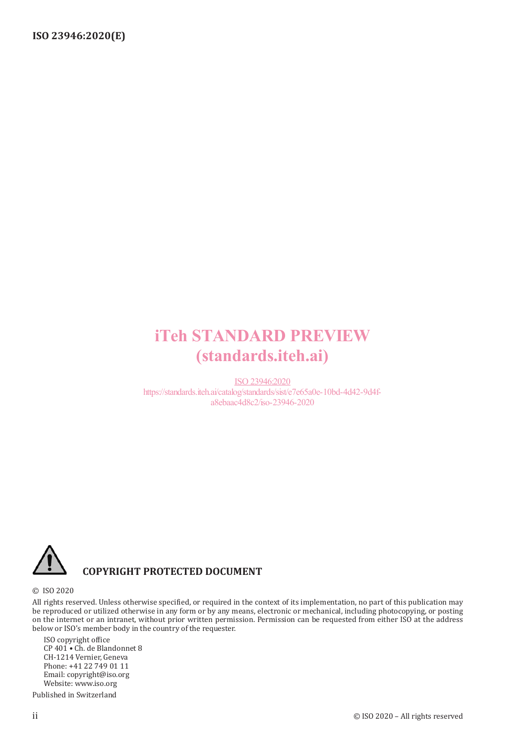iTeh STANDARD PREVIEW
(standards.iteh.ai)

ISO 23946:2020
https://standards.iteh.ai/catalog/standards/sist/e7e65a0e-10bd-4d42-9d4f-a8ebaac4d8c2/iso-23946-2020

**COPYRIGHT PROTECTED DOCUMENT**

© ISO 2020

All rights reserved. Unless otherwise specified, or required in the context of its implementation, no part of this publication may be reproduced or utilized otherwise in any form or by any means, electronic or mechanical, including photocopying, or posting on the internet or an intranet, without prior written permission. Permission can be requested from either ISO at the address below or ISO's member body in the country of the requester.

ISO copyright office
CP 401 • Ch. de Blandonnet 8
CH-1214 Vernier, Geneva
Phone: +41 22 749 01 11
Email: copyright@iso.org
Website: www.iso.org

Published in Switzerland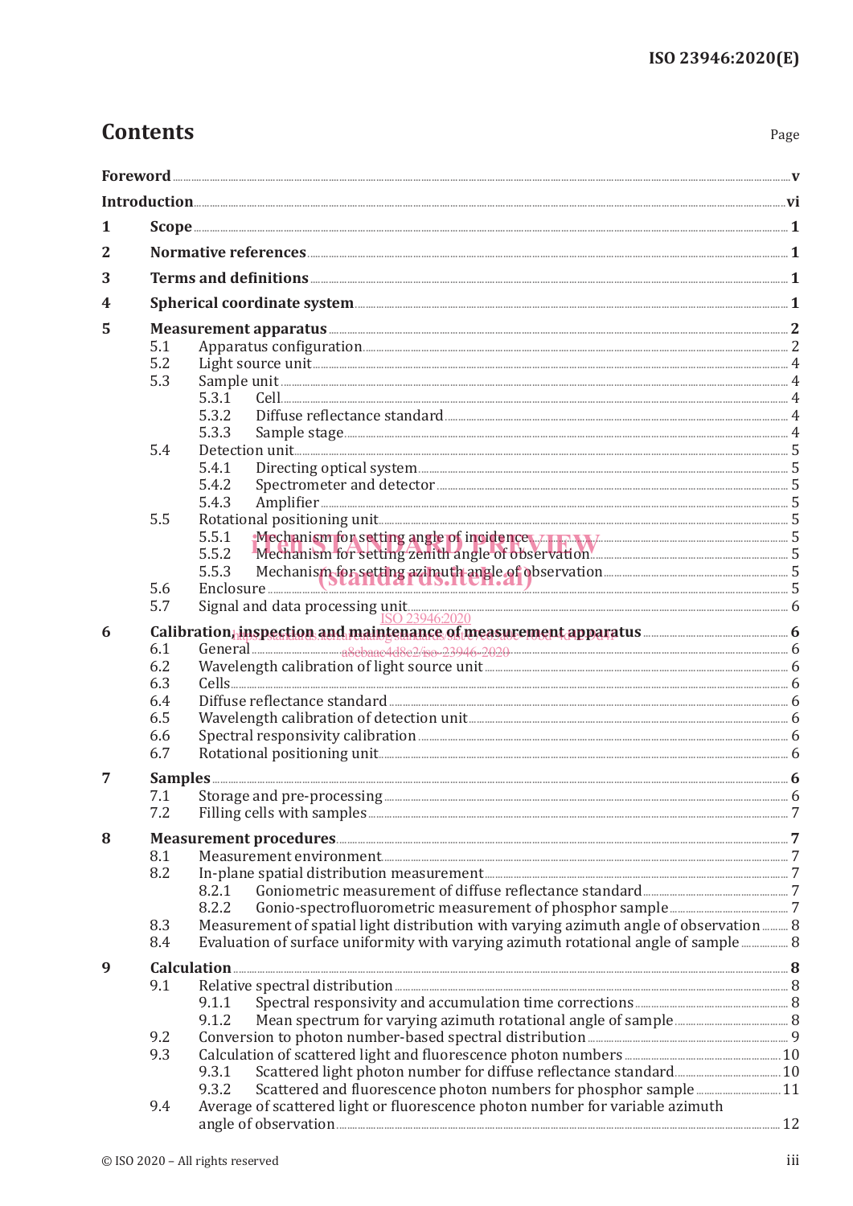# Contents

Page

**Foreword** .......... v

**Introduction** .......... vi

**1 Scope** .......... 1

**2 Normative references** .......... 1

**3 Terms and definitions** .......... 1

**4 Spherical coordinate system** .......... 1

**5 Measurement apparatus** .......... 2

- 5.1 Apparatus configuration .......... 2
- 5.2 Light source unit .......... 4
- 5.3 Sample unit .......... 4
  - 5.3.1 Cell .......... 4
  - 5.3.2 Diffuse reflectance standard .......... 4
  - 5.3.3 Sample stage .......... 4
- 5.4 Detection unit .......... 5
  - 5.4.1 Directing optical system .......... 5
  - 5.4.2 Spectrometer and detector .......... 5
  - 5.4.3 Amplifier .......... 5
- 5.5 Rotational positioning unit .......... 5
  - 5.5.1 Mechanism for setting angle of incidence .......... 5
  - 5.5.2 Mechanism for setting zenith angle of observation .......... 5
  - 5.5.3 Mechanism for setting azimuth angle of observation .......... 5
- 5.6 Enclosure .......... 5
- 5.7 Signal and data processing unit .......... 6

**6 Calibration, inspection and maintenance of measurement apparatus** .......... 6

- 6.1 General .......... 6
- 6.2 Wavelength calibration of light source unit .......... 6
- 6.3 Cells .......... 6
- 6.4 Diffuse reflectance standard .......... 6
- 6.5 Wavelength calibration of detection unit .......... 6
- 6.6 Spectral responsivity calibration .......... 6
- 6.7 Rotational positioning unit .......... 6

**7 Samples** .......... 6

- 7.1 Storage and pre-processing .......... 6
- 7.2 Filling cells with samples .......... 7

**8 Measurement procedures** .......... 7

- 8.1 Measurement environment .......... 7
- 8.2 In-plane spatial distribution measurement .......... 7
  - 8.2.1 Goniometric measurement of diffuse reflectance standard .......... 7
  - 8.2.2 Gonio-spectrofluorometric measurement of phosphor sample .......... 7
- 8.3 Measurement of spatial light distribution with varying azimuth angle of observation .......... 8
- 8.4 Evaluation of surface uniformity with varying azimuth rotational angle of sample .......... 8

**9 Calculation** .......... 8

- 9.1 Relative spectral distribution .......... 8
  - 9.1.1 Spectral responsivity and accumulation time corrections .......... 8
  - 9.1.2 Mean spectrum for varying azimuth rotational angle of sample .......... 8
- 9.2 Conversion to photon number-based spectral distribution .......... 9
- 9.3 Calculation of scattered light and fluorescence photon numbers .......... 10
  - 9.3.1 Scattered light photon number for diffuse reflectance standard .......... 10
  - 9.3.2 Scattered and fluorescence photon numbers for phosphor sample .......... 11
- 9.4 Average of scattered light or fluorescence photon number for variable azimuth angle of observation .......... 12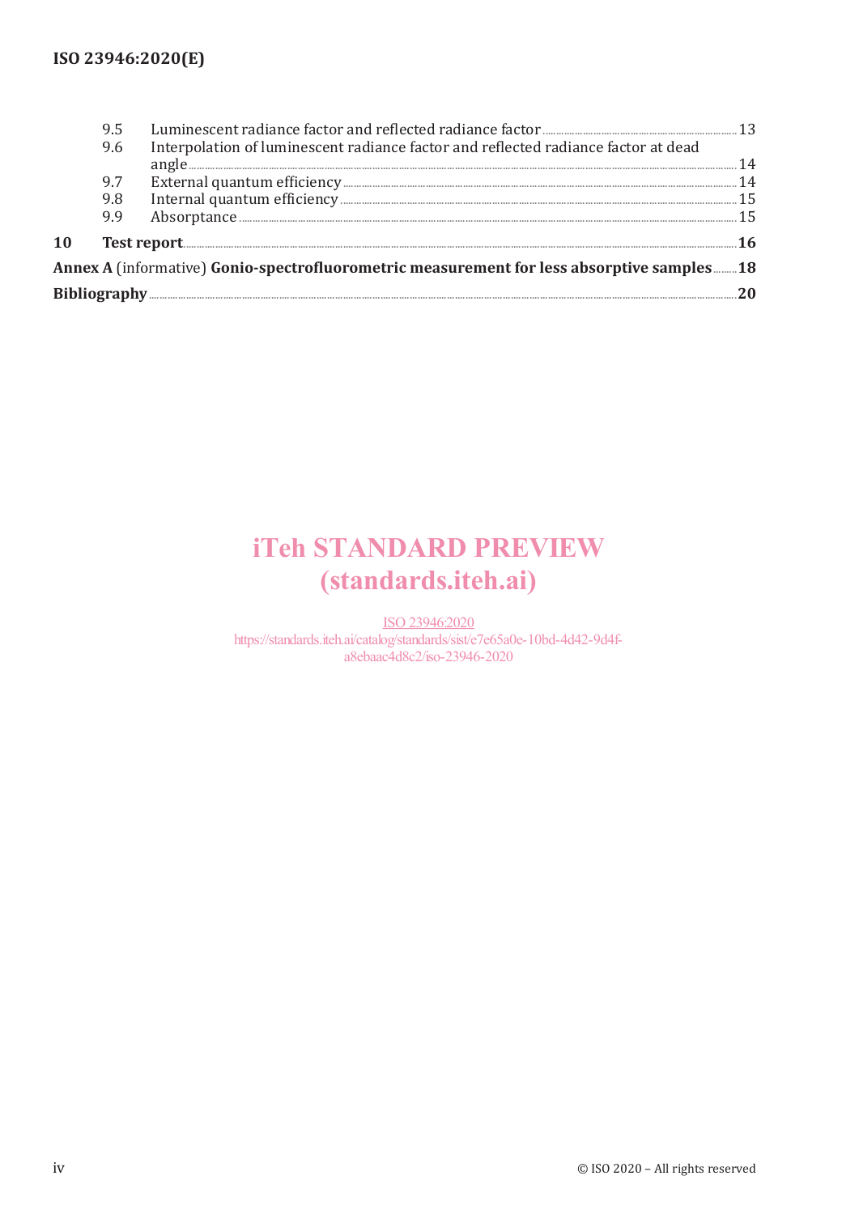9.5 Luminescent radiance factor and reflected radiance factor ........ 13
9.6 Interpolation of luminescent radiance factor and reflected radiance factor at dead angle ........ 14
9.7 External quantum efficiency ........ 14
9.8 Internal quantum efficiency ........ 15
9.9 Absorptance ........ 15

**10 Test report** ........ **16**

**Annex A** (informative) **Gonio-spectrofluorometric measurement for less absorptive samples** ........ **18**

**Bibliography** ........ **20**

iTeh STANDARD PREVIEW
(standards.iteh.ai)

ISO 23946:2020
https://standards.iteh.ai/catalog/standards/sist/e7e65a0e-10bd-4d42-9d4f-a8ebaac4d8c2/iso-23946-2020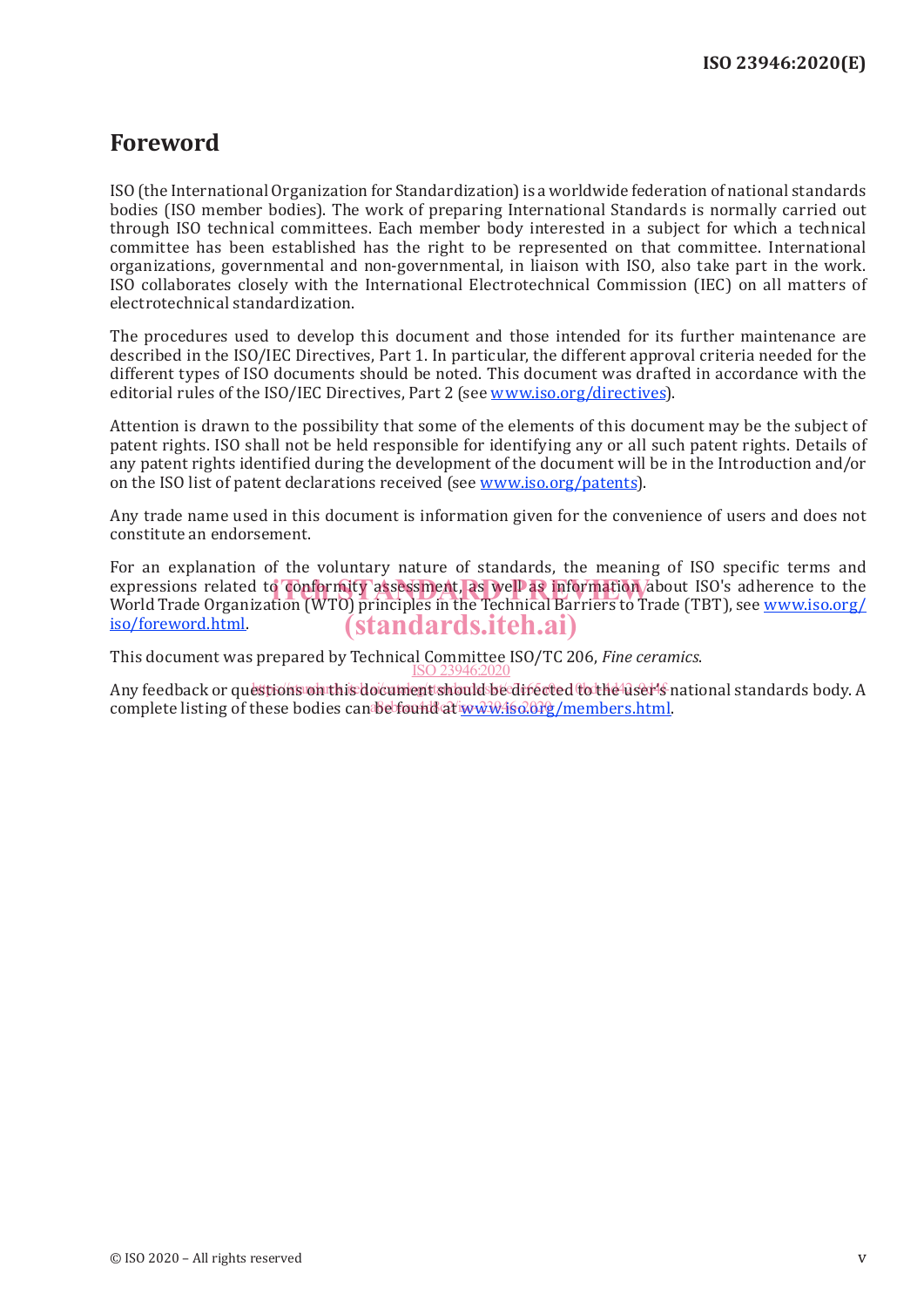# Foreword

ISO (the International Organization for Standardization) is a worldwide federation of national standards bodies (ISO member bodies). The work of preparing International Standards is normally carried out through ISO technical committees. Each member body interested in a subject for which a technical committee has been established has the right to be represented on that committee. International organizations, governmental and non-governmental, in liaison with ISO, also take part in the work. ISO collaborates closely with the International Electrotechnical Commission (IEC) on all matters of electrotechnical standardization.

The procedures used to develop this document and those intended for its further maintenance are described in the ISO/IEC Directives, Part 1. In particular, the different approval criteria needed for the different types of ISO documents should be noted. This document was drafted in accordance with the editorial rules of the ISO/IEC Directives, Part 2 (see www.iso.org/directives).

Attention is drawn to the possibility that some of the elements of this document may be the subject of patent rights. ISO shall not be held responsible for identifying any or all such patent rights. Details of any patent rights identified during the development of the document will be in the Introduction and/or on the ISO list of patent declarations received (see www.iso.org/patents).

Any trade name used in this document is information given for the convenience of users and does not constitute an endorsement.

For an explanation of the voluntary nature of standards, the meaning of ISO specific terms and expressions related to conformity assessment, as well as information about ISO's adherence to the World Trade Organization (WTO) principles in the Technical Barriers to Trade (TBT), see www.iso.org/iso/foreword.html.

This document was prepared by Technical Committee ISO/TC 206, *Fine ceramics*.

Any feedback or questions on this document should be directed to the user's national standards body. A complete listing of these bodies can be found at www.iso.org/members.html.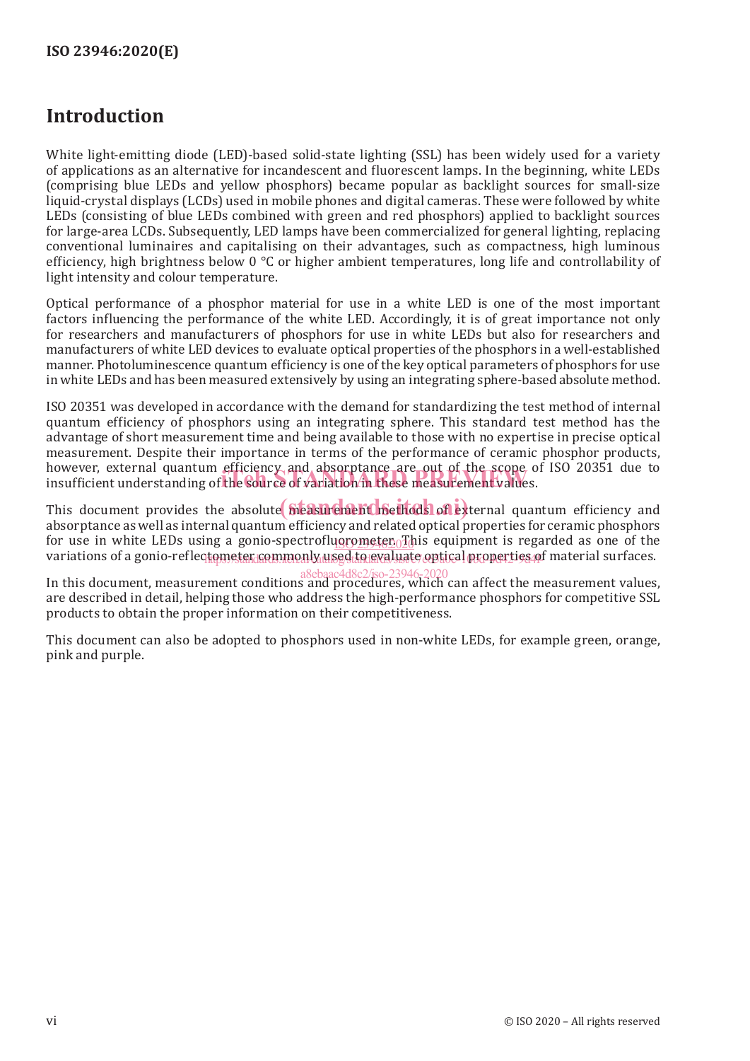## Introduction

White light-emitting diode (LED)-based solid-state lighting (SSL) has been widely used for a variety of applications as an alternative for incandescent and fluorescent lamps. In the beginning, white LEDs (comprising blue LEDs and yellow phosphors) became popular as backlight sources for small-size liquid-crystal displays (LCDs) used in mobile phones and digital cameras. These were followed by white LEDs (consisting of blue LEDs combined with green and red phosphors) applied to backlight sources for large-area LCDs. Subsequently, LED lamps have been commercialized for general lighting, replacing conventional luminaires and capitalising on their advantages, such as compactness, high luminous efficiency, high brightness below 0 °C or higher ambient temperatures, long life and controllability of light intensity and colour temperature.

Optical performance of a phosphor material for use in a white LED is one of the most important factors influencing the performance of the white LED. Accordingly, it is of great importance not only for researchers and manufacturers of phosphors for use in white LEDs but also for researchers and manufacturers of white LED devices to evaluate optical properties of the phosphors in a well-established manner. Photoluminescence quantum efficiency is one of the key optical parameters of phosphors for use in white LEDs and has been measured extensively by using an integrating sphere-based absolute method.

ISO 20351 was developed in accordance with the demand for standardizing the test method of internal quantum efficiency of phosphors using an integrating sphere. This standard test method has the advantage of short measurement time and being available to those with no expertise in precise optical measurement. Despite their importance in terms of the performance of ceramic phosphor products, however, external quantum efficiency and absorptance are out of the scope of ISO 20351 due to insufficient understanding of the source of variation in these measurement values.

This document provides the absolute measurement methods of external quantum efficiency and absorptance as well as internal quantum efficiency and related optical properties for ceramic phosphors for use in white LEDs using a gonio-spectrofluorometer. This equipment is regarded as one of the variations of a gonio-reflectometer commonly used to evaluate optical properties of material surfaces.

In this document, measurement conditions and procedures, which can affect the measurement values, are described in detail, helping those who address the high-performance phosphors for competitive SSL products to obtain the proper information on their competitiveness.

This document can also be adopted to phosphors used in non-white LEDs, for example green, orange, pink and purple.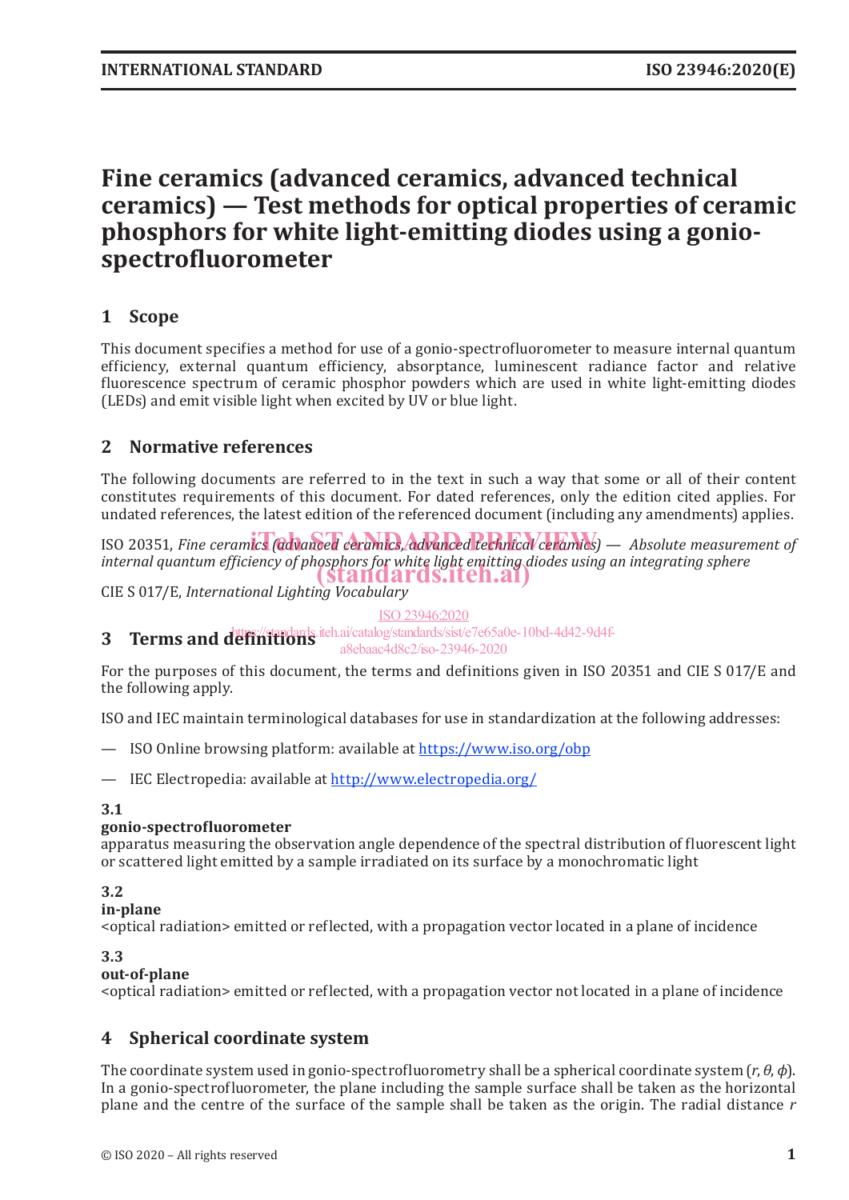# Fine ceramics (advanced ceramics, advanced technical ceramics) — Test methods for optical properties of ceramic phosphors for white light-emitting diodes using a gonio-spectrofluorometer

## 1 Scope

This document specifies a method for use of a gonio-spectrofluorometer to measure internal quantum efficiency, external quantum efficiency, absorptance, luminescent radiance factor and relative fluorescence spectrum of ceramic phosphor powders which are used in white light-emitting diodes (LEDs) and emit visible light when excited by UV or blue light.

## 2 Normative references

The following documents are referred to in the text in such a way that some or all of their content constitutes requirements of this document. For dated references, only the edition cited applies. For undated references, the latest edition of the referenced document (including any amendments) applies.

ISO 20351, *Fine ceramics (advanced ceramics, advanced technical ceramics) — Absolute measurement of internal quantum efficiency of phosphors for white light emitting diodes using an integrating sphere*

CIE S 017/E, *International Lighting Vocabulary*

## 3 Terms and definitions

For the purposes of this document, the terms and definitions given in ISO 20351 and CIE S 017/E and the following apply.

ISO and IEC maintain terminological databases for use in standardization at the following addresses:

— ISO Online browsing platform: available at https://www.iso.org/obp

— IEC Electropedia: available at http://www.electropedia.org/

**3.1**
**gonio-spectrofluorometer**
apparatus measuring the observation angle dependence of the spectral distribution of fluorescent light or scattered light emitted by a sample irradiated on its surface by a monochromatic light

**3.2**
**in-plane**
<optical radiation> emitted or reflected, with a propagation vector located in a plane of incidence

**3.3**
**out-of-plane**
<optical radiation> emitted or reflected, with a propagation vector not located in a plane of incidence

## 4 Spherical coordinate system

The coordinate system used in gonio-spectrofluorometry shall be a spherical coordinate system ($r$, $\theta$, $\phi$). In a gonio-spectrofluorometer, the plane including the sample surface shall be taken as the horizontal plane and the centre of the surface of the sample shall be taken as the origin. The radial distance $r$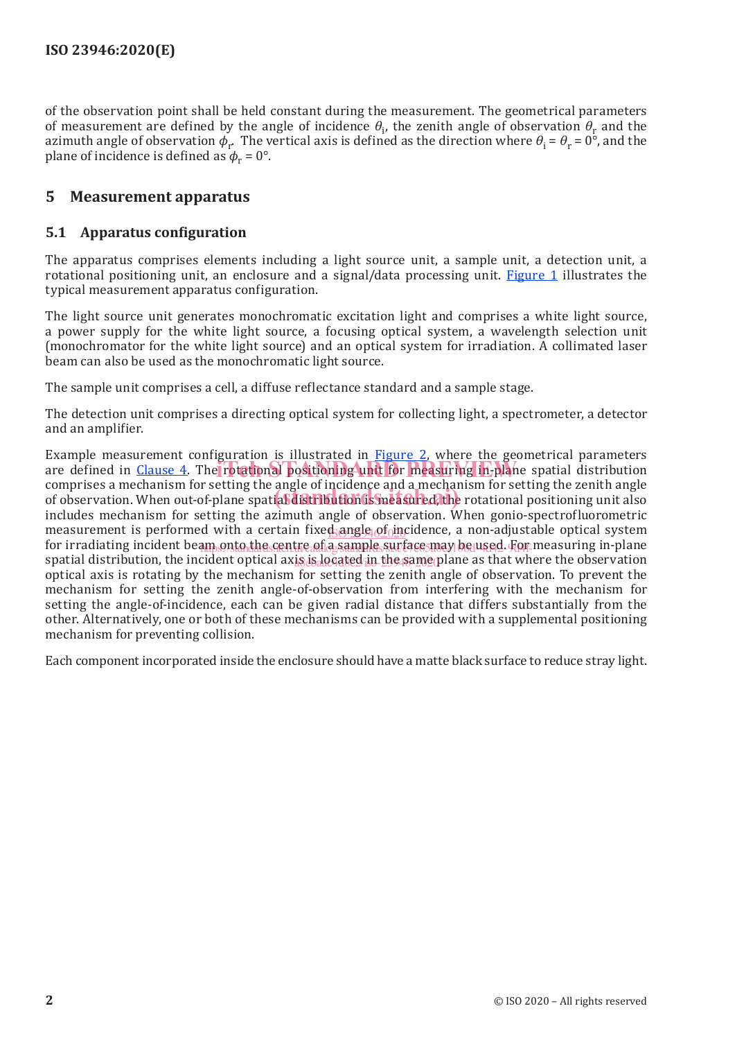of the observation point shall be held constant during the measurement. The geometrical parameters of measurement are defined by the angle of incidence $\theta_i$, the zenith angle of observation $\theta_r$ and the azimuth angle of observation $\phi_r$. The vertical axis is defined as the direction where $\theta_i = \theta_r = 0°$, and the plane of incidence is defined as $\phi_r = 0°$.

## 5 Measurement apparatus

### 5.1 Apparatus configuration

The apparatus comprises elements including a light source unit, a sample unit, a detection unit, a rotational positioning unit, an enclosure and a signal/data processing unit. Figure 1 illustrates the typical measurement apparatus configuration.

The light source unit generates monochromatic excitation light and comprises a white light source, a power supply for the white light source, a focusing optical system, a wavelength selection unit (monochromator for the white light source) and an optical system for irradiation. A collimated laser beam can also be used as the monochromatic light source.

The sample unit comprises a cell, a diffuse reflectance standard and a sample stage.

The detection unit comprises a directing optical system for collecting light, a spectrometer, a detector and an amplifier.

Example measurement configuration is illustrated in Figure 2, where the geometrical parameters are defined in Clause 4. The rotational positioning unit for measuring in-plane spatial distribution comprises a mechanism for setting the angle of incidence and a mechanism for setting the zenith angle of observation. When out-of-plane spatial distribution is measured, the rotational positioning unit also includes mechanism for setting the azimuth angle of observation. When gonio-spectrofluorometric measurement is performed with a certain fixed angle of incidence, a non-adjustable optical system for irradiating incident beam onto the centre of a sample surface may be used. For measuring in-plane spatial distribution, the incident optical axis is located in the same plane as that where the observation optical axis is rotating by the mechanism for setting the zenith angle of observation. To prevent the mechanism for setting the zenith angle-of-observation from interfering with the mechanism for setting the angle-of-incidence, each can be given radial distance that differs substantially from the other. Alternatively, one or both of these mechanisms can be provided with a supplemental positioning mechanism for preventing collision.

Each component incorporated inside the enclosure should have a matte black surface to reduce stray light.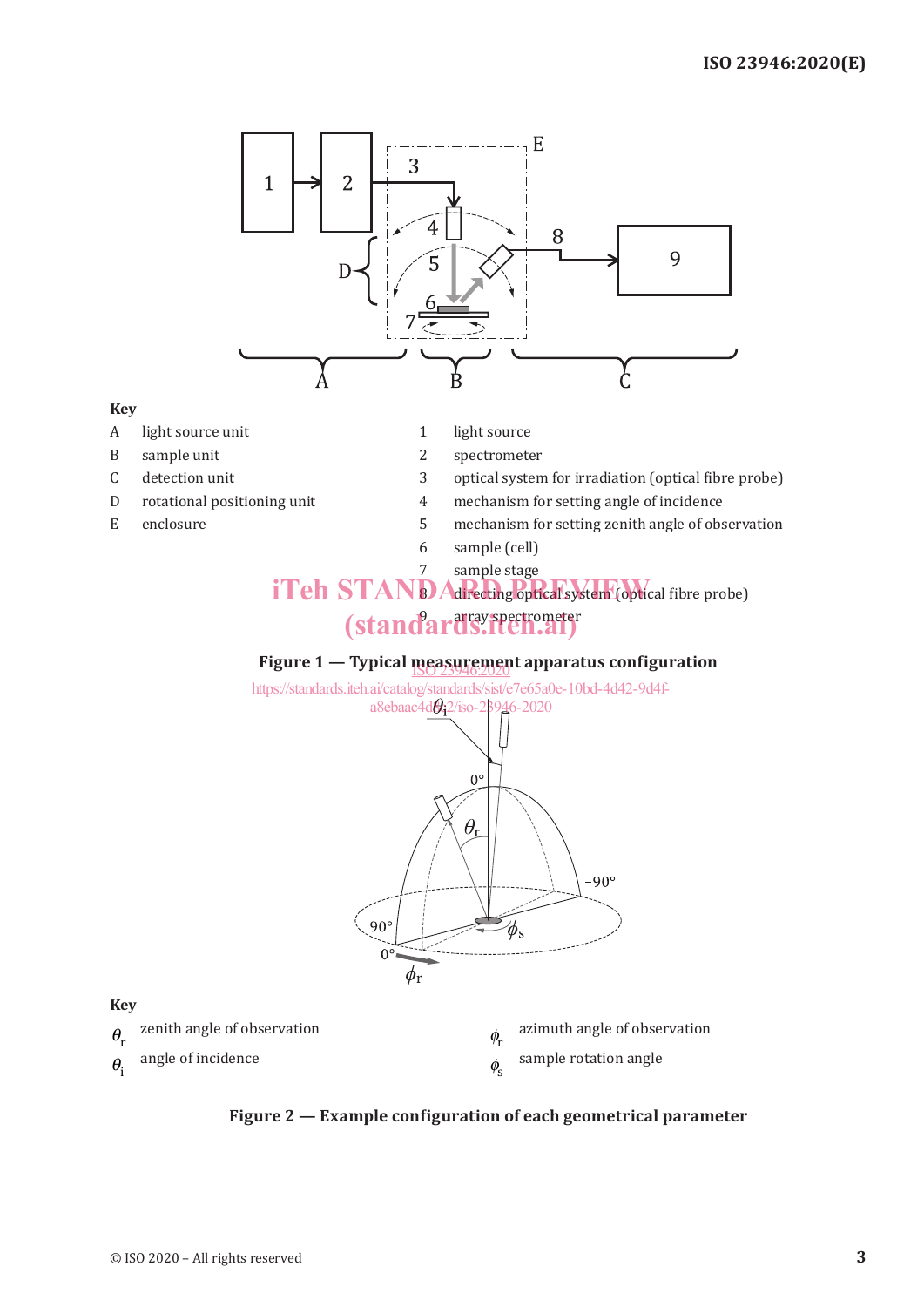**Key**

A light source unit

B sample unit

C detection unit

D rotational positioning unit

E enclosure

1 light source

2 spectrometer

3 optical system for irradiation (optical fibre probe)

4 mechanism for setting angle of incidence

5 mechanism for setting zenith angle of observation

6 sample (cell)

7 sample stage

8 directing optical system (optical fibre probe)

9 array spectrometer

**Figure 1 — Typical measurement apparatus configuration**

**Key**

$\theta_r$ zenith angle of observation

$\theta_i$ angle of incidence

$\phi_r$ azimuth angle of observation

$\phi_s$ sample rotation angle

**Figure 2 — Example configuration of each geometrical parameter**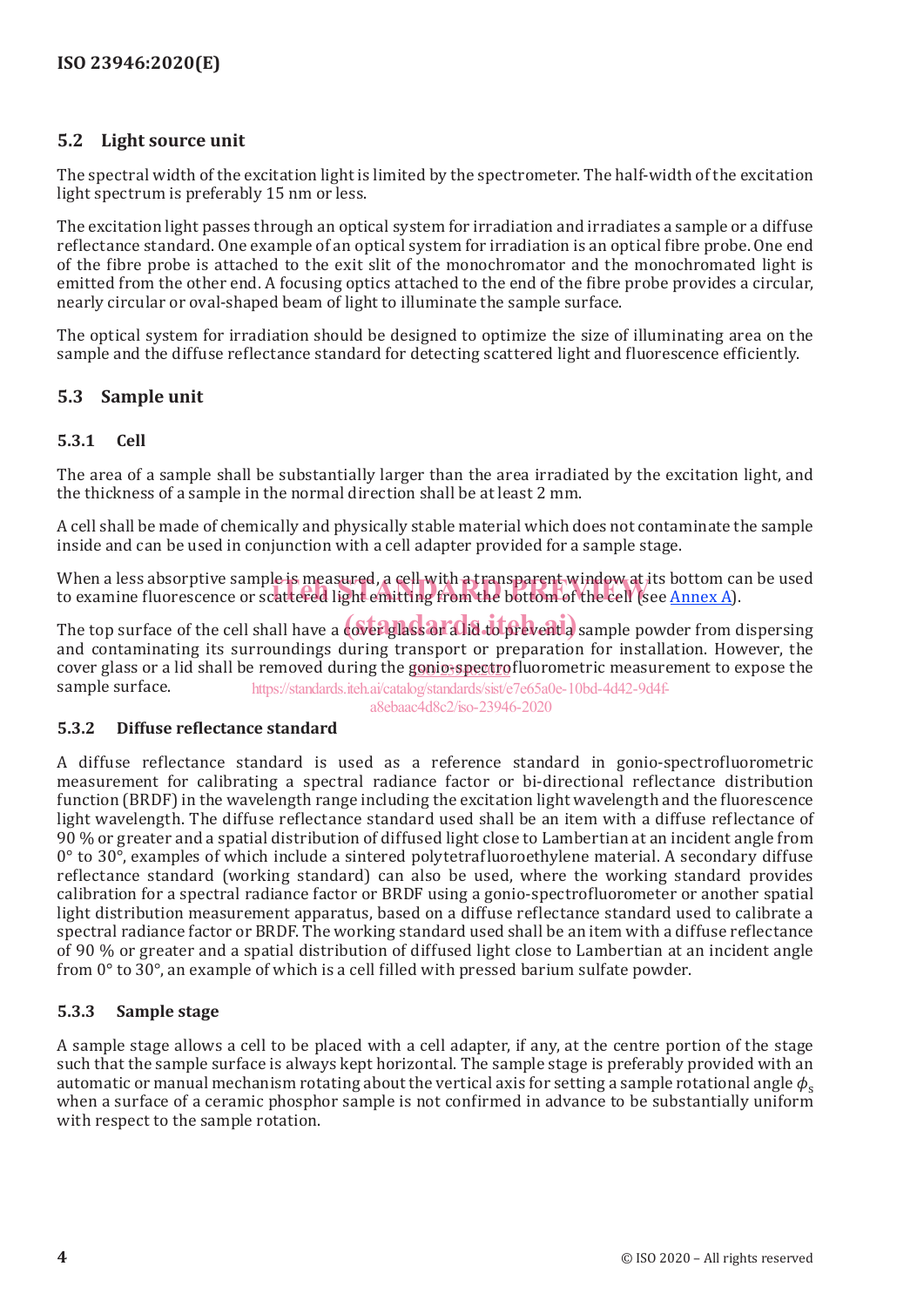## 5.2 Light source unit

The spectral width of the excitation light is limited by the spectrometer. The half-width of the excitation light spectrum is preferably 15 nm or less.

The excitation light passes through an optical system for irradiation and irradiates a sample or a diffuse reflectance standard. One example of an optical system for irradiation is an optical fibre probe. One end of the fibre probe is attached to the exit slit of the monochromator and the monochromated light is emitted from the other end. A focusing optics attached to the end of the fibre probe provides a circular, nearly circular or oval-shaped beam of light to illuminate the sample surface.

The optical system for irradiation should be designed to optimize the size of illuminating area on the sample and the diffuse reflectance standard for detecting scattered light and fluorescence efficiently.

## 5.3 Sample unit

### 5.3.1 Cell

The area of a sample shall be substantially larger than the area irradiated by the excitation light, and the thickness of a sample in the normal direction shall be at least 2 mm.

A cell shall be made of chemically and physically stable material which does not contaminate the sample inside and can be used in conjunction with a cell adapter provided for a sample stage.

When a less absorptive sample is measured, a cell with a transparent window at its bottom can be used to examine fluorescence or scattered light emitting from the bottom of the cell (see Annex A).

The top surface of the cell shall have a cover glass or a lid to prevent a sample powder from dispersing and contaminating its surroundings during transport or preparation for installation. However, the cover glass or a lid shall be removed during the gonio-spectrofluorometric measurement to expose the sample surface.

### 5.3.2 Diffuse reflectance standard

A diffuse reflectance standard is used as a reference standard in gonio-spectrofluorometric measurement for calibrating a spectral radiance factor or bi-directional reflectance distribution function (BRDF) in the wavelength range including the excitation light wavelength and the fluorescence light wavelength. The diffuse reflectance standard used shall be an item with a diffuse reflectance of 90 % or greater and a spatial distribution of diffused light close to Lambertian at an incident angle from 0° to 30°, examples of which include a sintered polytetrafluoroethylene material. A secondary diffuse reflectance standard (working standard) can also be used, where the working standard provides calibration for a spectral radiance factor or BRDF using a gonio-spectrofluorometer or another spatial light distribution measurement apparatus, based on a diffuse reflectance standard used to calibrate a spectral radiance factor or BRDF. The working standard used shall be an item with a diffuse reflectance of 90 % or greater and a spatial distribution of diffused light close to Lambertian at an incident angle from 0° to 30°, an example of which is a cell filled with pressed barium sulfate powder.

### 5.3.3 Sample stage

A sample stage allows a cell to be placed with a cell adapter, if any, at the centre portion of the stage such that the sample surface is always kept horizontal. The sample stage is preferably provided with an automatic or manual mechanism rotating about the vertical axis for setting a sample rotational angle $\phi_s$ when a surface of a ceramic phosphor sample is not confirmed in advance to be substantially uniform with respect to the sample rotation.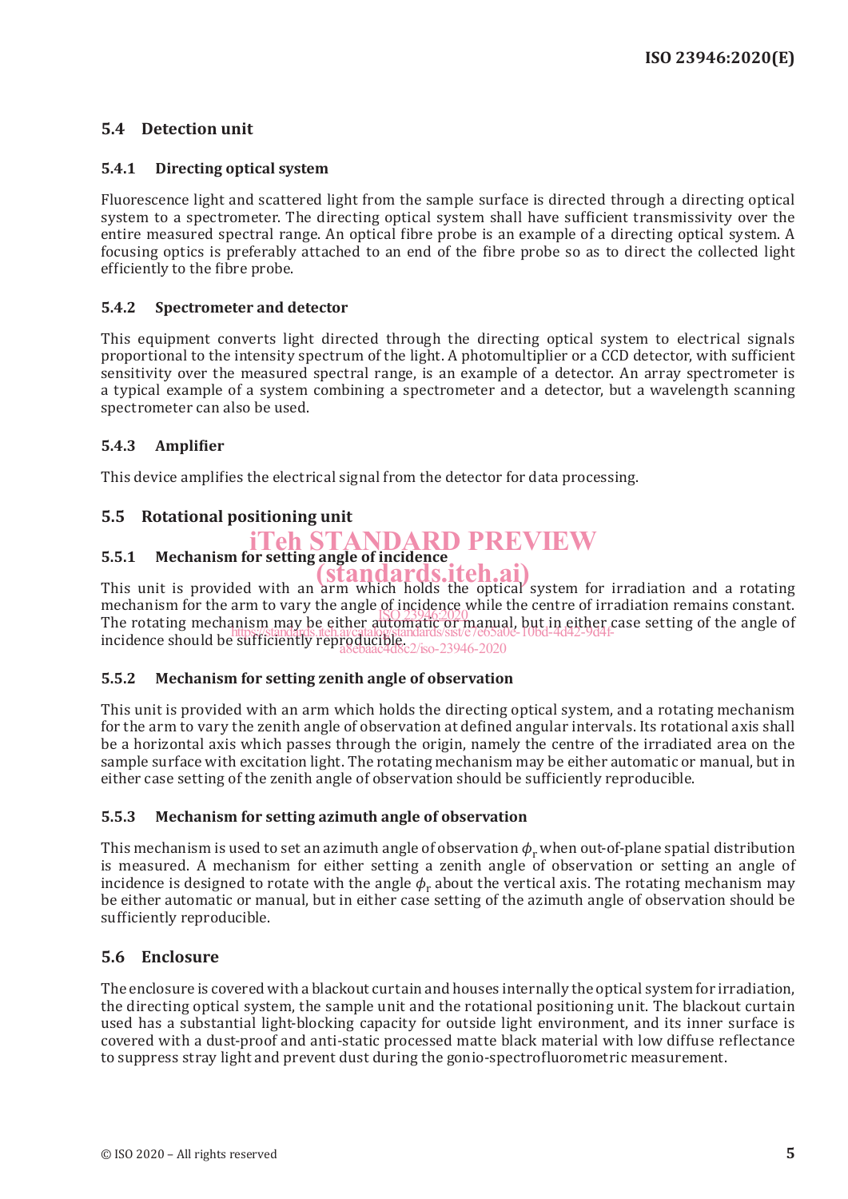### 5.4 Detection unit

#### 5.4.1 Directing optical system

Fluorescence light and scattered light from the sample surface is directed through a directing optical system to a spectrometer. The directing optical system shall have sufficient transmissivity over the entire measured spectral range. An optical fibre probe is an example of a directing optical system. A focusing optics is preferably attached to an end of the fibre probe so as to direct the collected light efficiently to the fibre probe.

#### 5.4.2 Spectrometer and detector

This equipment converts light directed through the directing optical system to electrical signals proportional to the intensity spectrum of the light. A photomultiplier or a CCD detector, with sufficient sensitivity over the measured spectral range, is an example of a detector. An array spectrometer is a typical example of a system combining a spectrometer and a detector, but a wavelength scanning spectrometer can also be used.

#### 5.4.3 Amplifier

This device amplifies the electrical signal from the detector for data processing.

### 5.5 Rotational positioning unit

#### 5.5.1 Mechanism for setting angle of incidence

This unit is provided with an arm which holds the optical system for irradiation and a rotating mechanism for the arm to vary the angle of incidence while the centre of irradiation remains constant. The rotating mechanism may be either automatic or manual, but in either case setting of the angle of incidence should be sufficiently reproducible.

#### 5.5.2 Mechanism for setting zenith angle of observation

This unit is provided with an arm which holds the directing optical system, and a rotating mechanism for the arm to vary the zenith angle of observation at defined angular intervals. Its rotational axis shall be a horizontal axis which passes through the origin, namely the centre of the irradiated area on the sample surface with excitation light. The rotating mechanism may be either automatic or manual, but in either case setting of the zenith angle of observation should be sufficiently reproducible.

#### 5.5.3 Mechanism for setting azimuth angle of observation

This mechanism is used to set an azimuth angle of observation $\phi_r$ when out-of-plane spatial distribution is measured. A mechanism for either setting a zenith angle of observation or setting an angle of incidence is designed to rotate with the angle $\phi_r$ about the vertical axis. The rotating mechanism may be either automatic or manual, but in either case setting of the azimuth angle of observation should be sufficiently reproducible.

### 5.6 Enclosure

The enclosure is covered with a blackout curtain and houses internally the optical system for irradiation, the directing optical system, the sample unit and the rotational positioning unit. The blackout curtain used has a substantial light-blocking capacity for outside light environment, and its inner surface is covered with a dust-proof and anti-static processed matte black material with low diffuse reflectance to suppress stray light and prevent dust during the gonio-spectrofluorometric measurement.